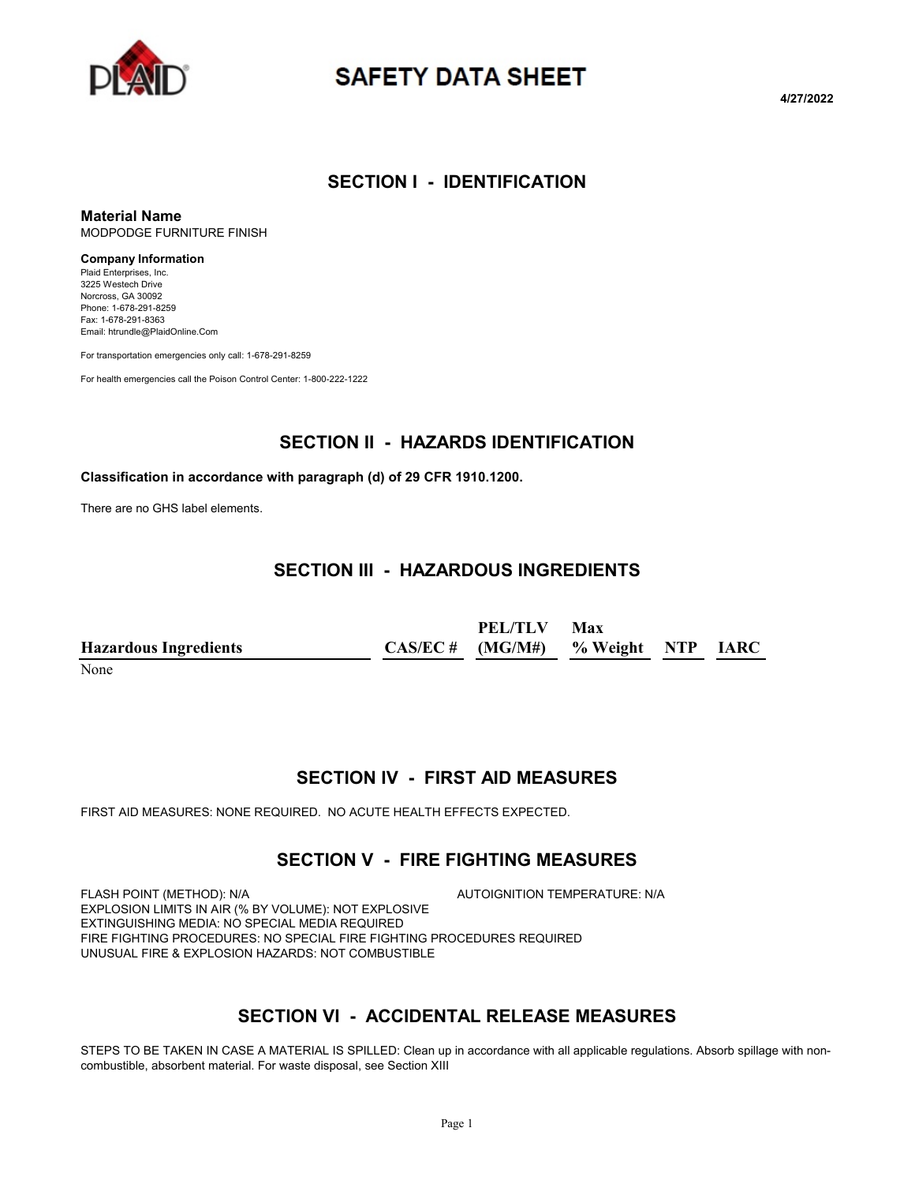# SAFETY DATA SHEET

4/27/2022

## SECTION I - IDENTIFICATION

**Material Name**
MODPODGE FURNITURE FINISH

**Company Information**
Plaid Enterprises, Inc.
3225 Westech Drive
Norcross, GA 30092
Phone: 1-678-291-8259
Fax: 1-678-291-8363
Email: htrundle@PlaidOnline.Com

For transportation emergencies only call: 1-678-291-8259

For health emergencies call the Poison Control Center: 1-800-222-1222

## SECTION II - HAZARDS IDENTIFICATION

**Classification in accordance with paragraph (d) of 29 CFR 1910.1200.**

There are no GHS label elements.

## SECTION III - HAZARDOUS INGREDIENTS

| Hazardous Ingredients | CAS/EC # | PEL/TLV (MG/M#) | Max % Weight | NTP | IARC |
|---|---|---|---|---|---|
| None | | | | | |

## SECTION IV - FIRST AID MEASURES

FIRST AID MEASURES: NONE REQUIRED. NO ACUTE HEALTH EFFECTS EXPECTED.

## SECTION V - FIRE FIGHTING MEASURES

FLASH POINT (METHOD): N/A
AUTOIGNITION TEMPERATURE: N/A
EXPLOSION LIMITS IN AIR (% BY VOLUME): NOT EXPLOSIVE
EXTINGUISHING MEDIA: NO SPECIAL MEDIA REQUIRED
FIRE FIGHTING PROCEDURES: NO SPECIAL FIRE FIGHTING PROCEDURES REQUIRED
UNUSUAL FIRE & EXPLOSION HAZARDS: NOT COMBUSTIBLE

## SECTION VI - ACCIDENTAL RELEASE MEASURES

STEPS TO BE TAKEN IN CASE A MATERIAL IS SPILLED: Clean up in accordance with all applicable regulations. Absorb spillage with non-combustible, absorbent material. For waste disposal, see Section XIII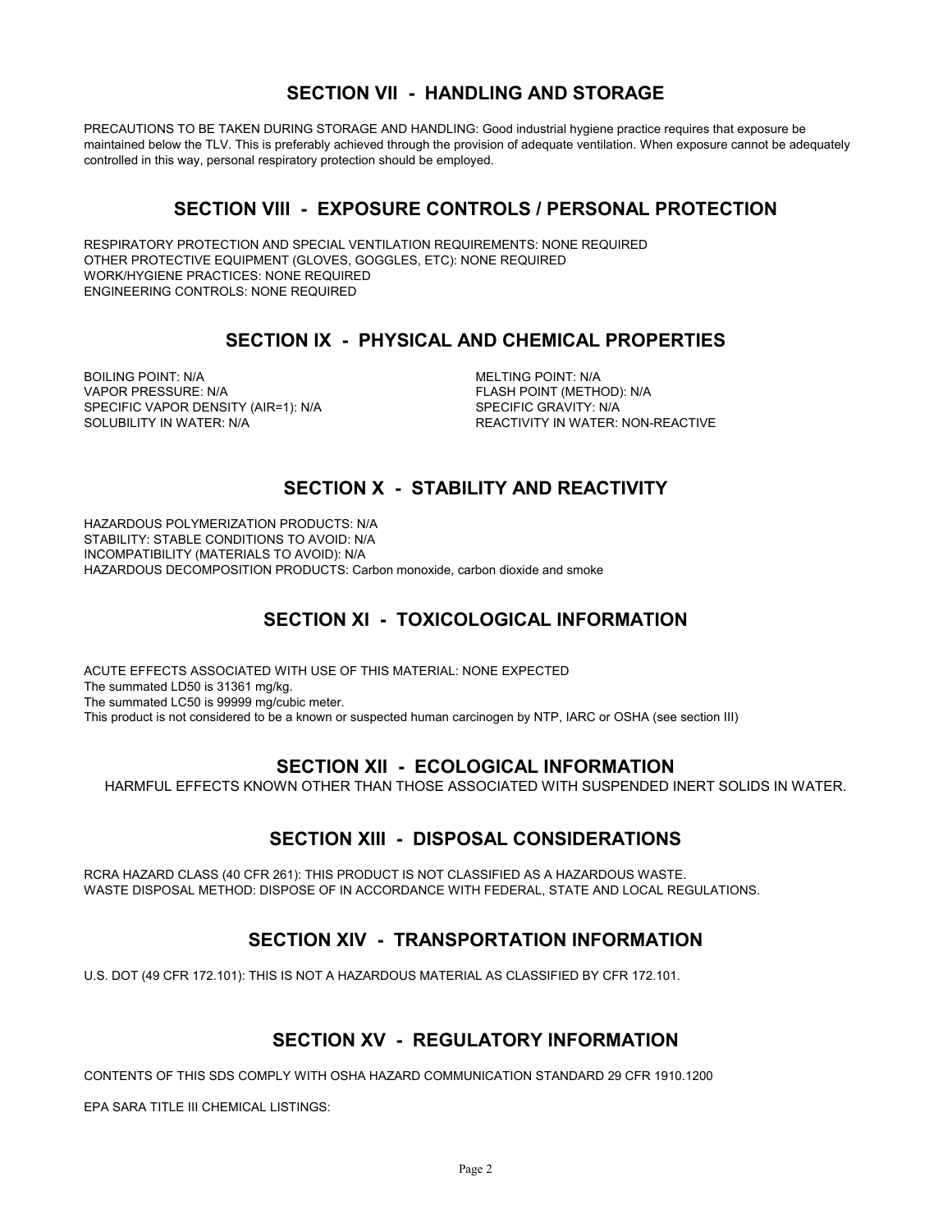## SECTION VII - HANDLING AND STORAGE

PRECAUTIONS TO BE TAKEN DURING STORAGE AND HANDLING: Good industrial hygiene practice requires that exposure be maintained below the TLV. This is preferably achieved through the provision of adequate ventilation. When exposure cannot be adequately controlled in this way, personal respiratory protection should be employed.

## SECTION VIII - EXPOSURE CONTROLS / PERSONAL PROTECTION

RESPIRATORY PROTECTION AND SPECIAL VENTILATION REQUIREMENTS: NONE REQUIRED
OTHER PROTECTIVE EQUIPMENT (GLOVES, GOGGLES, ETC): NONE REQUIRED
WORK/HYGIENE PRACTICES: NONE REQUIRED
ENGINEERING CONTROLS: NONE REQUIRED

## SECTION IX - PHYSICAL AND CHEMICAL PROPERTIES

BOILING POINT: N/A
VAPOR PRESSURE: N/A
SPECIFIC VAPOR DENSITY (AIR=1): N/A
SOLUBILITY IN WATER: N/A
MELTING POINT: N/A
FLASH POINT (METHOD): N/A
SPECIFIC GRAVITY: N/A
REACTIVITY IN WATER: NON-REACTIVE

## SECTION X - STABILITY AND REACTIVITY

HAZARDOUS POLYMERIZATION PRODUCTS: N/A
STABILITY: STABLE CONDITIONS TO AVOID: N/A
INCOMPATIBILITY (MATERIALS TO AVOID): N/A
HAZARDOUS DECOMPOSITION PRODUCTS: Carbon monoxide, carbon dioxide and smoke

## SECTION XI - TOXICOLOGICAL INFORMATION

ACUTE EFFECTS ASSOCIATED WITH USE OF THIS MATERIAL: NONE EXPECTED
The summated LD50 is 31361 mg/kg.
The summated LC50 is 99999 mg/cubic meter.
This product is not considered to be a known or suspected human carcinogen by NTP, IARC or OSHA (see section III)

## SECTION XII - ECOLOGICAL INFORMATION

HARMFUL EFFECTS KNOWN OTHER THAN THOSE ASSOCIATED WITH SUSPENDED INERT SOLIDS IN WATER.

## SECTION XIII - DISPOSAL CONSIDERATIONS

RCRA HAZARD CLASS (40 CFR 261): THIS PRODUCT IS NOT CLASSIFIED AS A HAZARDOUS WASTE.
WASTE DISPOSAL METHOD: DISPOSE OF IN ACCORDANCE WITH FEDERAL, STATE AND LOCAL REGULATIONS.

## SECTION XIV - TRANSPORTATION INFORMATION

U.S. DOT (49 CFR 172.101): THIS IS NOT A HAZARDOUS MATERIAL AS CLASSIFIED BY CFR 172.101.

## SECTION XV - REGULATORY INFORMATION

CONTENTS OF THIS SDS COMPLY WITH OSHA HAZARD COMMUNICATION STANDARD 29 CFR 1910.1200

EPA SARA TITLE III CHEMICAL LISTINGS: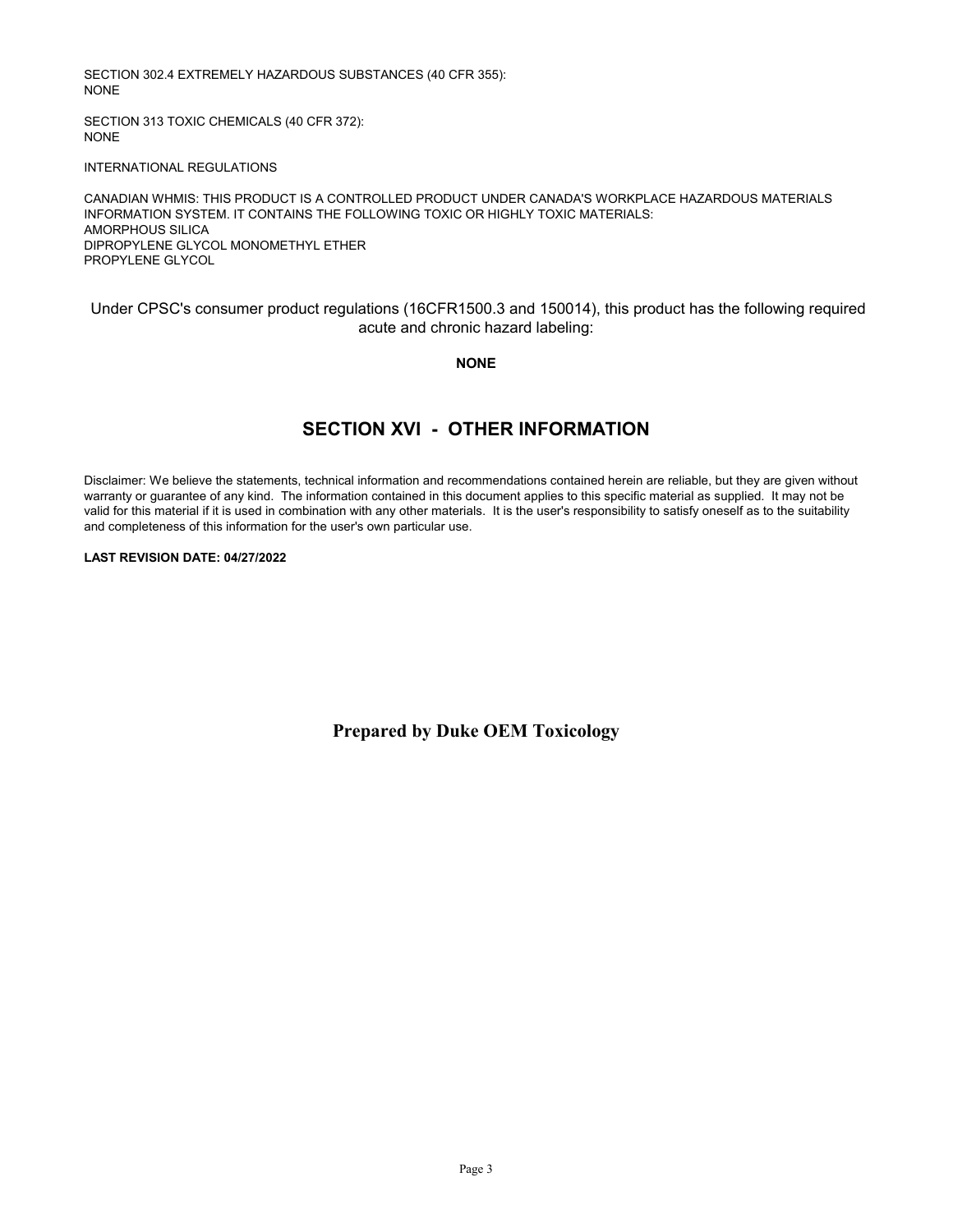SECTION 302.4 EXTREMELY HAZARDOUS SUBSTANCES (40 CFR 355):
NONE

SECTION 313 TOXIC CHEMICALS (40 CFR 372):
NONE

INTERNATIONAL REGULATIONS

CANADIAN WHMIS: THIS PRODUCT IS A CONTROLLED PRODUCT UNDER CANADA'S WORKPLACE HAZARDOUS MATERIALS INFORMATION SYSTEM. IT CONTAINS THE FOLLOWING TOXIC OR HIGHLY TOXIC MATERIALS:
AMORPHOUS SILICA
DIPROPYLENE GLYCOL MONOMETHYL ETHER
PROPYLENE GLYCOL

Under CPSC's consumer product regulations (16CFR1500.3 and 150014), this product has the following required acute and chronic hazard labeling:

**NONE**

## SECTION XVI - OTHER INFORMATION

Disclaimer: We believe the statements, technical information and recommendations contained herein are reliable, but they are given without warranty or guarantee of any kind. The information contained in this document applies to this specific material as supplied. It may not be valid for this material if it is used in combination with any other materials. It is the user's responsibility to satisfy oneself as to the suitability and completeness of this information for the user's own particular use.

**LAST REVISION DATE: 04/27/2022**

**Prepared by Duke OEM Toxicology**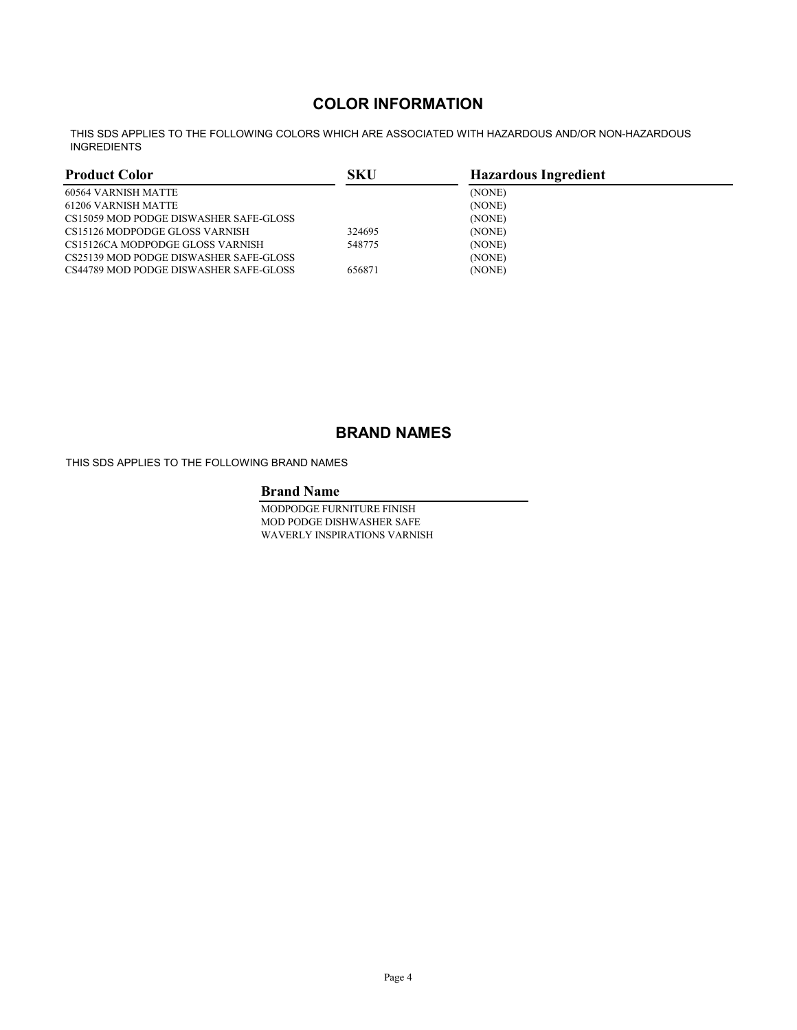## COLOR INFORMATION

THIS SDS APPLIES TO THE FOLLOWING COLORS WHICH ARE ASSOCIATED WITH HAZARDOUS AND/OR NON-HAZARDOUS INGREDIENTS

| Product Color | SKU | Hazardous Ingredient |
| --- | --- | --- |
| 60564 VARNISH MATTE | | (NONE) |
| 61206 VARNISH MATTE | | (NONE) |
| CS15059 MOD PODGE DISWASHER SAFE-GLOSS | | (NONE) |
| CS15126 MODPODGE GLOSS VARNISH | 324695 | (NONE) |
| CS15126CA MODPODGE GLOSS VARNISH | 548775 | (NONE) |
| CS25139 MOD PODGE DISWASHER SAFE-GLOSS | | (NONE) |
| CS44789 MOD PODGE DISWASHER SAFE-GLOSS | 656871 | (NONE) |

## BRAND NAMES

THIS SDS APPLIES TO THE FOLLOWING BRAND NAMES

| Brand Name |
| --- |
| MODPODGE FURNITURE FINISH |
| MOD PODGE DISHWASHER SAFE |
| WAVERLY INSPIRATIONS VARNISH |